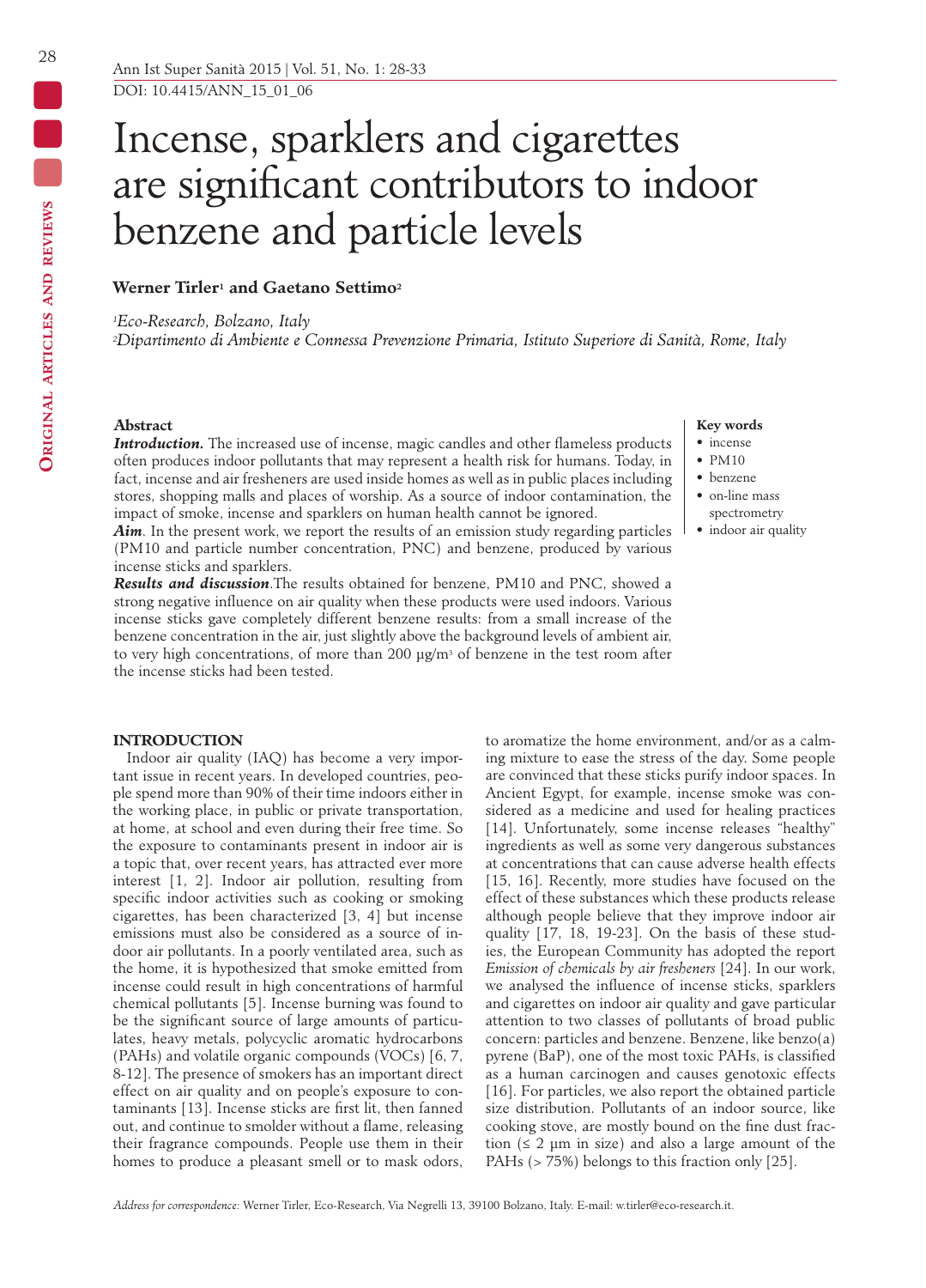# Incense, sparklers and cigarettes are significant contributors to indoor benzene and particle levels

**Werner Tirler[1] and Gaetano Settimo[2]**

[1] *Eco-Research, Bolzano, Italy*
[2] *Dipartimento di Ambiente e Connessa Prevenzione Primaria, Istituto Superiore di Sanità, Rome, Italy*

### Abstract

***Introduction.*** The increased use of incense, magic candles and other flameless products often produces indoor pollutants that may represent a health risk for humans. Today, in fact, incense and air fresheners are used inside homes as well as in public places including stores, shopping malls and places of worship. As a source of indoor contamination, the impact of smoke, incense and sparklers on human health cannot be ignored.

***Aim***. In the present work, we report the results of an emission study regarding particles (PM10 and particle number concentration, PNC) and benzene, produced by various incense sticks and sparklers.

***Results and discussion***.The results obtained for benzene, PM10 and PNC, showed a strong negative influence on air quality when these products were used indoors. Various incense sticks gave completely different benzene results: from a small increase of the benzene concentration in the air, just slightly above the background levels of ambient air, to very high concentrations, of more than 200 µg/m$^3$ of benzene in the test room after the incense sticks had been tested.

### Key words

- incense
- PM10
- benzene
- on-line mass spectrometry
- indoor air quality

## INTRODUCTION

Indoor air quality (IAQ) has become a very important issue in recent years. In developed countries, people spend more than 90% of their time indoors either in the working place, in public or private transportation, at home, at school and even during their free time. So the exposure to contaminants present in indoor air is a topic that, over recent years, has attracted ever more interest [1, 2]. Indoor air pollution, resulting from specific indoor activities such as cooking or smoking cigarettes, has been characterized [3, 4] but incense emissions must also be considered as a source of indoor air pollutants. In a poorly ventilated area, such as the home, it is hypothesized that smoke emitted from incense could result in high concentrations of harmful chemical pollutants [5]. Incense burning was found to be the significant source of large amounts of particulates, heavy metals, polycyclic aromatic hydrocarbons (PAHs) and volatile organic compounds (VOCs) [6, 7, 8-12]. The presence of smokers has an important direct effect on air quality and on people's exposure to contaminants [13]. Incense sticks are first lit, then fanned out, and continue to smolder without a flame, releasing their fragrance compounds. People use them in their homes to produce a pleasant smell or to mask odors, to aromatize the home environment, and/or as a calming mixture to ease the stress of the day. Some people are convinced that these sticks purify indoor spaces. In Ancient Egypt, for example, incense smoke was considered as a medicine and used for healing practices [14]. Unfortunately, some incense releases "healthy" ingredients as well as some very dangerous substances at concentrations that can cause adverse health effects [15, 16]. Recently, more studies have focused on the effect of these substances which these products release although people believe that they improve indoor air quality [17, 18, 19-23]. On the basis of these studies, the European Community has adopted the report *Emission of chemicals by air fresheners* [24]. In our work, we analysed the influence of incense sticks, sparklers and cigarettes on indoor air quality and gave particular attention to two classes of pollutants of broad public concern: particles and benzene. Benzene, like benzo(a) pyrene (BaP), one of the most toxic PAHs, is classified as a human carcinogen and causes genotoxic effects [16]. For particles, we also report the obtained particle size distribution. Pollutants of an indoor source, like cooking stove, are mostly bound on the fine dust fraction (≤ 2 µm in size) and also a large amount of the PAHs (> 75%) belongs to this fraction only [25].

*Address for correspondence:* Werner Tirler, Eco-Research, Via Negrelli 13, 39100 Bolzano, Italy. E-mail: w.tirler@eco-research.it.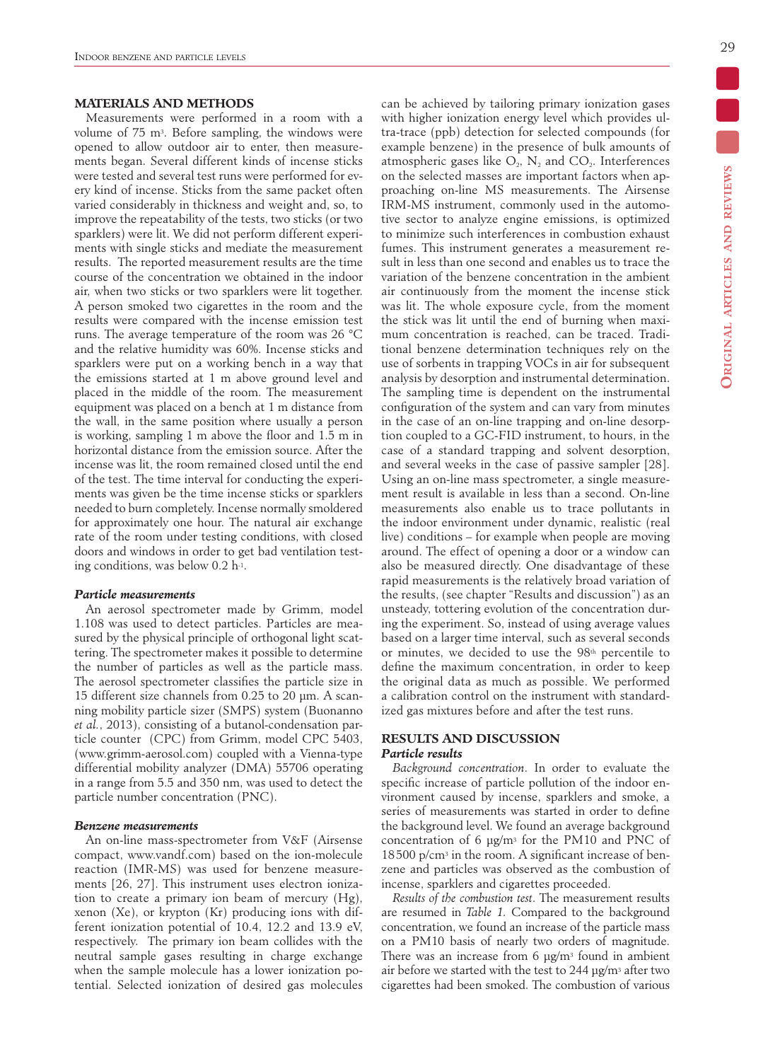## MATERIALS AND METHODS

Measurements were performed in a room with a volume of 75 $m^3$. Before sampling, the windows were opened to allow outdoor air to enter, then measurements began. Several different kinds of incense sticks were tested and several test runs were performed for every kind of incense. Sticks from the same packet often varied considerably in thickness and weight and, so, to improve the repeatability of the tests, two sticks (or two sparklers) were lit. We did not perform different experiments with single sticks and mediate the measurement results. The reported measurement results are the time course of the concentration we obtained in the indoor air, when two sticks or two sparklers were lit together. A person smoked two cigarettes in the room and the results were compared with the incense emission test runs. The average temperature of the room was 26 °C and the relative humidity was 60%. Incense sticks and sparklers were put on a working bench in a way that the emissions started at 1 m above ground level and placed in the middle of the room. The measurement equipment was placed on a bench at 1 m distance from the wall, in the same position where usually a person is working, sampling 1 m above the floor and 1.5 m in horizontal distance from the emission source. After the incense was lit, the room remained closed until the end of the test. The time interval for conducting the experiments was given be the time incense sticks or sparklers needed to burn completely. Incense normally smoldered for approximately one hour. The natural air exchange rate of the room under testing conditions, with closed doors and windows in order to get bad ventilation testing conditions, was below 0.2 $h^{-1}$.

### *Particle measurements*

An aerosol spectrometer made by Grimm, model 1.108 was used to detect particles. Particles are measured by the physical principle of orthogonal light scattering. The spectrometer makes it possible to determine the number of particles as well as the particle mass. The aerosol spectrometer classifies the particle size in 15 different size channels from 0.25 to 20 µm. A scanning mobility particle sizer (SMPS) system (Buonanno *et al.*, 2013), consisting of a butanol-condensation particle counter (CPC) from Grimm, model CPC 5403, (www.grimm-aerosol.com) coupled with a Vienna-type differential mobility analyzer (DMA) 55706 operating in a range from 5.5 and 350 nm, was used to detect the particle number concentration (PNC).

### *Benzene measurements*

An on-line mass-spectrometer from V&F (Airsense compact, www.vandf.com) based on the ion-molecule reaction (IMR-MS) was used for benzene measurements [26, 27]. This instrument uses electron ionization to create a primary ion beam of mercury (Hg), xenon (Xe), or krypton (Kr) producing ions with different ionization potential of 10.4, 12.2 and 13.9 eV, respectively. The primary ion beam collides with the neutral sample gases resulting in charge exchange when the sample molecule has a lower ionization potential. Selected ionization of desired gas molecules can be achieved by tailoring primary ionization gases with higher ionization energy level which provides ultra-trace (ppb) detection for selected compounds (for example benzene) in the presence of bulk amounts of atmospheric gases like $O_2$, $N_2$ and $CO_2$. Interferences on the selected masses are important factors when approaching on-line MS measurements. The Airsense IRM-MS instrument, commonly used in the automotive sector to analyze engine emissions, is optimized to minimize such interferences in combustion exhaust fumes. This instrument generates a measurement result in less than one second and enables us to trace the variation of the benzene concentration in the ambient air continuously from the moment the incense stick was lit. The whole exposure cycle, from the moment the stick was lit until the end of burning when maximum concentration is reached, can be traced. Traditional benzene determination techniques rely on the use of sorbents in trapping VOCs in air for subsequent analysis by desorption and instrumental determination. The sampling time is dependent on the instrumental configuration of the system and can vary from minutes in the case of an on-line trapping and on-line desorption coupled to a GC-FID instrument, to hours, in the case of a standard trapping and solvent desorption, and several weeks in the case of passive sampler [28]. Using an on-line mass spectrometer, a single measurement result is available in less than a second. On-line measurements also enable us to trace pollutants in the indoor environment under dynamic, realistic (real live) conditions – for example when people are moving around. The effect of opening a door or a window can also be measured directly. One disadvantage of these rapid measurements is the relatively broad variation of the results, (see chapter "Results and discussion") as an unsteady, tottering evolution of the concentration during the experiment. So, instead of using average values based on a larger time interval, such as several seconds or minutes, we decided to use the 98$^{th}$ percentile to define the maximum concentration, in order to keep the original data as much as possible. We performed a calibration control on the instrument with standardized gas mixtures before and after the test runs.

## RESULTS AND DISCUSSION

### *Particle results*

*Background concentration*. In order to evaluate the specific increase of particle pollution of the indoor environment caused by incense, sparklers and smoke, a series of measurements was started in order to define the background level. We found an average background concentration of 6 µg/$m^3$ for the PM10 and PNC of 18 500 p/$cm^3$ in the room. A significant increase of benzene and particles was observed as the combustion of incense, sparklers and cigarettes proceeded.

*Results of the combustion test*. The measurement results are resumed in *Table 1*. Compared to the background concentration, we found an increase of the particle mass on a PM10 basis of nearly two orders of magnitude. There was an increase from 6 µg/$m^3$ found in ambient air before we started with the test to 244 µg/$m^3$ after two cigarettes had been smoked. The combustion of various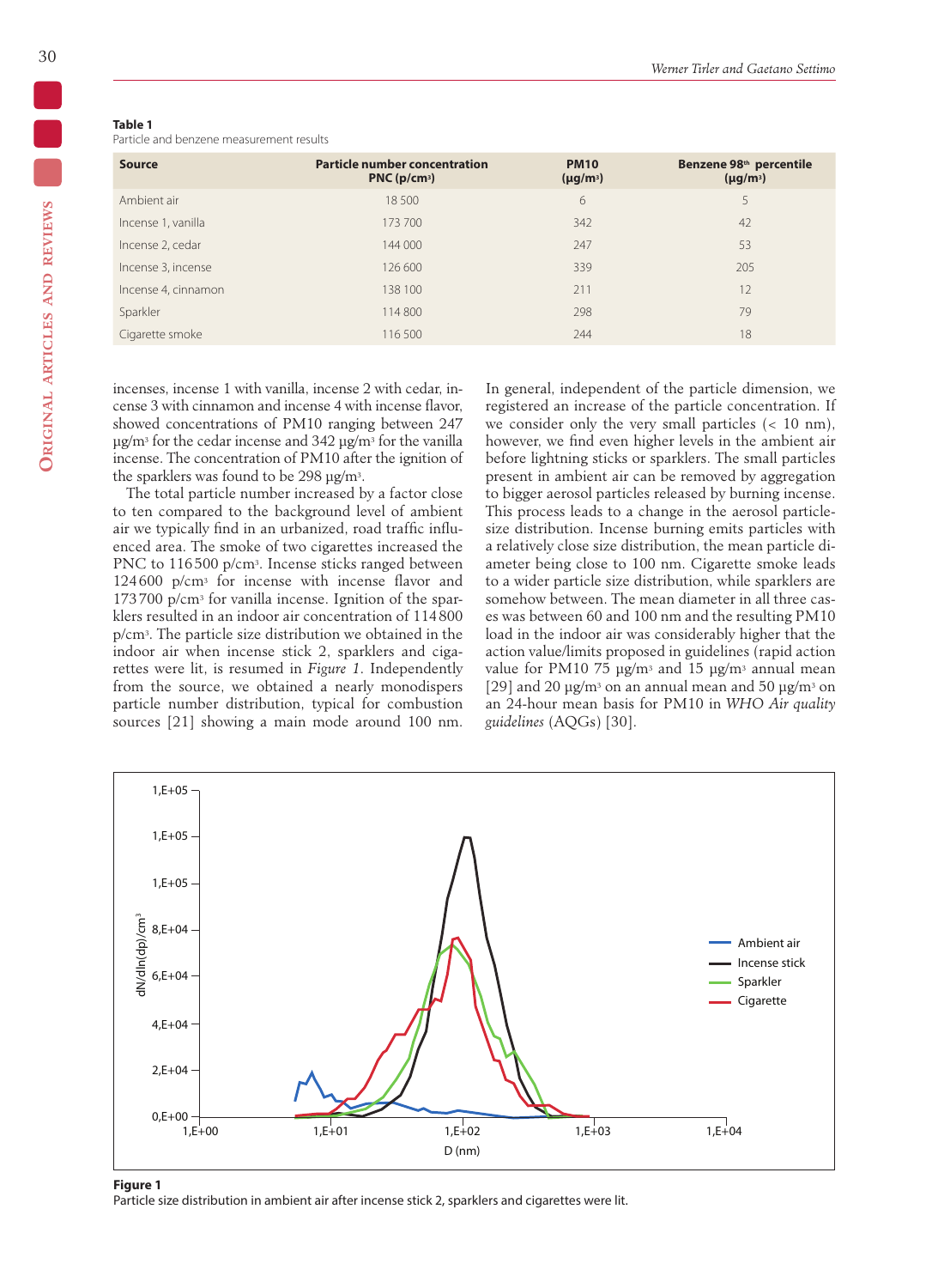**Table 1**
Particle and benzene measurement results

| Source | Particle number concentration PNC (p/cm³) | PM10 (μg/m³) | Benzene 98th percentile (μg/m³) |
|---|---|---|---|
| Ambient air | 18 500 | 6 | 5 |
| Incense 1, vanilla | 173 700 | 342 | 42 |
| Incense 2, cedar | 144 000 | 247 | 53 |
| Incense 3, incense | 126 600 | 339 | 205 |
| Incense 4, cinnamon | 138 100 | 211 | 12 |
| Sparkler | 114 800 | 298 | 79 |
| Cigarette smoke | 116 500 | 244 | 18 |

incenses, incense 1 with vanilla, incense 2 with cedar, incense 3 with cinnamon and incense 4 with incense flavor, showed concentrations of PM10 ranging between 247 μg/m³ for the cedar incense and 342 μg/m³ for the vanilla incense. The concentration of PM10 after the ignition of the sparklers was found to be 298 μg/m³.

The total particle number increased by a factor close to ten compared to the background level of ambient air we typically find in an urbanized, road traffic influenced area. The smoke of two cigarettes increased the PNC to 116 500 p/cm³. Incense sticks ranged between 124 600 p/cm³ for incense with incense flavor and 173 700 p/cm³ for vanilla incense. Ignition of the sparklers resulted in an indoor air concentration of 114 800 p/cm³. The particle size distribution we obtained in the indoor air when incense stick 2, sparklers and cigarettes were lit, is resumed in *Figure 1*. Independently from the source, we obtained a nearly monodispers particle number distribution, typical for combustion sources [21] showing a main mode around 100 nm.

In general, independent of the particle dimension, we registered an increase of the particle concentration. If we consider only the very small particles (< 10 nm), however, we find even higher levels in the ambient air before lightning sticks or sparklers. The small particles present in ambient air can be removed by aggregation to bigger aerosol particles released by burning incense. This process leads to a change in the aerosol particle-size distribution. Incense burning emits particles with a relatively close size distribution, the mean particle diameter being close to 100 nm. Cigarette smoke leads to a wider particle size distribution, while sparklers are somehow between. The mean diameter in all three cases was between 60 and 100 nm and the resulting PM10 load in the indoor air was considerably higher that the action value/limits proposed in guidelines (rapid action value for PM10 75 μg/m³ and 15 μg/m³ annual mean [29] and 20 μg/m³ on an annual mean and 50 μg/m³ on an 24-hour mean basis for PM10 in *WHO Air quality guidelines* (AQGs) [30].

**Figure 1**
Particle size distribution in ambient air after incense stick 2, sparklers and cigarettes were lit.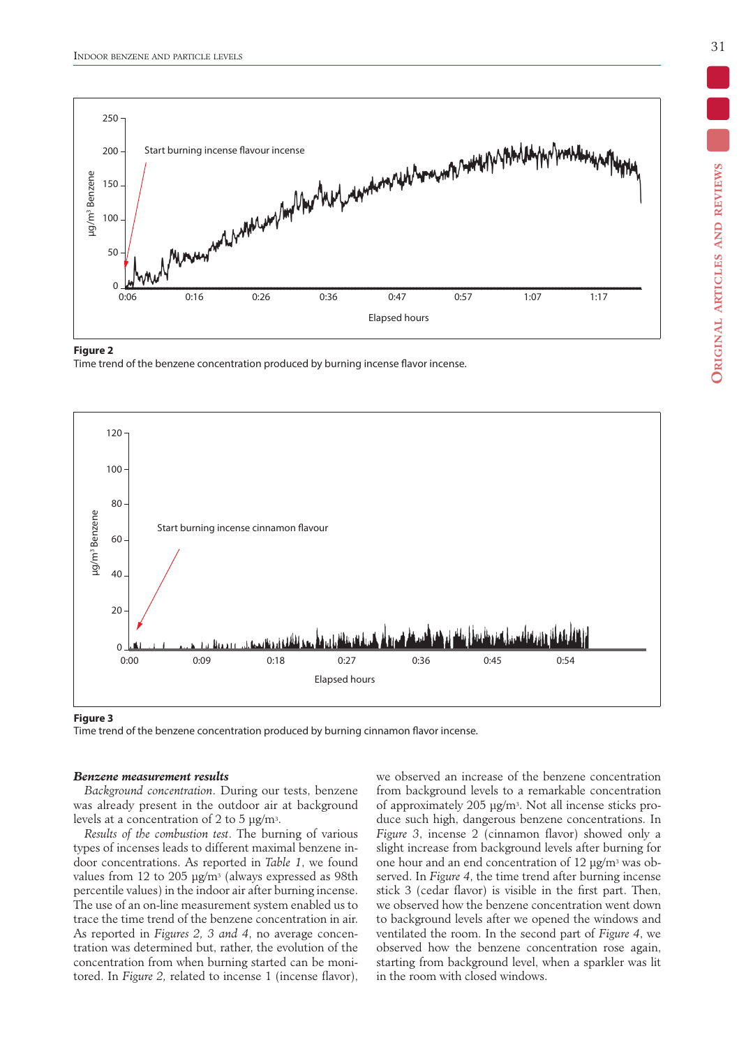**Figure 2**
Time trend of the benzene concentration produced by burning incense flavor incense.

**Figure 3**
Time trend of the benzene concentration produced by burning cinnamon flavor incense.

***Benzene measurement results***

*Background concentration*. During our tests, benzene was already present in the outdoor air at background levels at a concentration of 2 to 5 μg/m³.

*Results of the combustion test*. The burning of various types of incenses leads to different maximal benzene indoor concentrations. As reported in *Table 1*, we found values from 12 to 205 μg/m³ (always expressed as 98th percentile values) in the indoor air after burning incense. The use of an on-line measurement system enabled us to trace the time trend of the benzene concentration in air. As reported in *Figures 2, 3 and 4*, no average concentration was determined but, rather, the evolution of the concentration from when burning started can be monitored. In *Figure 2,* related to incense 1 (incense flavor), we observed an increase of the benzene concentration from background levels to a remarkable concentration of approximately 205 μg/m³. Not all incense sticks produce such high, dangerous benzene concentrations. In *Figure 3*, incense 2 (cinnamon flavor) showed only a slight increase from background levels after burning for one hour and an end concentration of 12 μg/m³ was observed. In *Figure 4*, the time trend after burning incense stick 3 (cedar flavor) is visible in the first part. Then, we observed how the benzene concentration went down to background levels after we opened the windows and ventilated the room. In the second part of *Figure 4*, we observed how the benzene concentration rose again, starting from background level, when a sparkler was lit in the room with closed windows.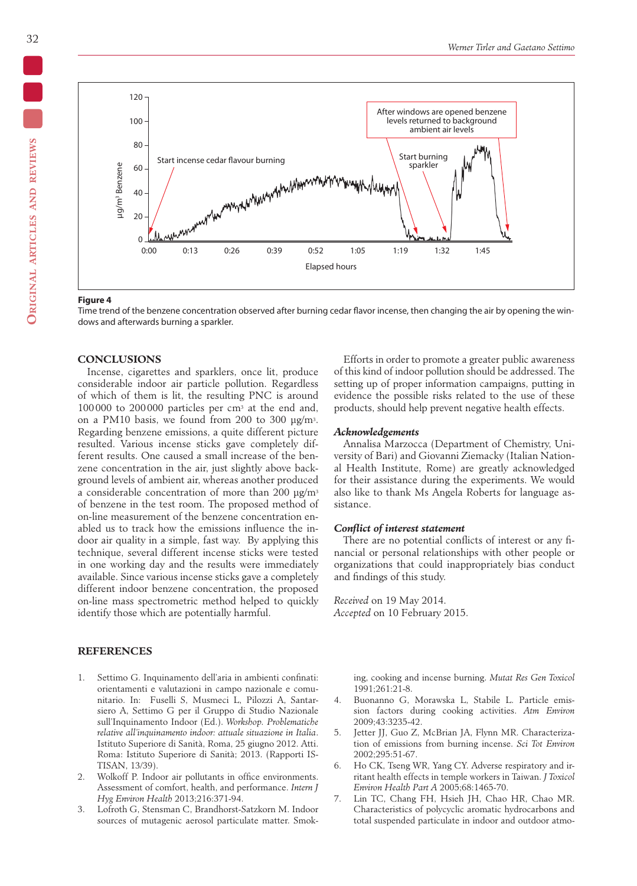**Figure 4**
Time trend of the benzene concentration observed after burning cedar flavor incense, then changing the air by opening the windows and afterwards burning a sparkler.

## CONCLUSIONS

Incense, cigarettes and sparklers, once lit, produce considerable indoor air particle pollution. Regardless of which of them is lit, the resulting PNC is around 100 000 to 200 000 particles per cm³ at the end and, on a PM10 basis, we found from 200 to 300 µg/m³. Regarding benzene emissions, a quite different picture resulted. Various incense sticks gave completely different results. One caused a small increase of the benzene concentration in the air, just slightly above background levels of ambient air, whereas another produced a considerable concentration of more than 200 µg/m³ of benzene in the test room. The proposed method of on-line measurement of the benzene concentration enabled us to track how the emissions influence the indoor air quality in a simple, fast way. By applying this technique, several different incense sticks were tested in one working day and the results were immediately available. Since various incense sticks gave a completely different indoor benzene concentration, the proposed on-line mass spectrometric method helped to quickly identify those which are potentially harmful.

Efforts in order to promote a greater public awareness of this kind of indoor pollution should be addressed. The setting up of proper information campaigns, putting in evidence the possible risks related to the use of these products, should help prevent negative health effects.

### *Acknowledgements*

Annalisa Marzocca (Department of Chemistry, University of Bari) and Giovanni Ziemacky (Italian National Health Institute, Rome) are greatly acknowledged for their assistance during the experiments. We would also like to thank Ms Angela Roberts for language assistance.

### *Conflict of interest statement*

There are no potential conflicts of interest or any financial or personal relationships with other people or organizations that could inappropriately bias conduct and findings of this study.

*Received* on 19 May 2014.
*Accepted* on 10 February 2015.

## REFERENCES

1. Settimo G. Inquinamento dell'aria in ambienti confinati: orientamenti e valutazioni in campo nazionale e comunitario. In: Fuselli S, Musmeci L, Pilozzi A, Santarsiero A, Settimo G per il Gruppo di Studio Nazionale sull'Inquinamento Indoor (Ed.). *Workshop. Problematiche relative all'inquinamento indoor: attuale situazione in Italia*. Istituto Superiore di Sanità, Roma, 25 giugno 2012. Atti. Roma: Istituto Superiore di Sanità; 2013. (Rapporti ISTISAN, 13/39).
2. Wolkoff P. Indoor air pollutants in office environments. Assessment of comfort, health, and performance. *Intern J Hyg Environ Health* 2013;216:371-94.
3. Lofroth G, Stensman C, Brandhorst-Satzkorn M. Indoor sources of mutagenic aerosol particulate matter. Smoking, cooking and incense burning. *Mutat Res Gen Toxicol* 1991;261:21-8.
4. Buonanno G, Morawska L, Stabile L. Particle emission factors during cooking activities. *Atm Environ* 2009;43:3235-42.
5. Jetter JJ, Guo Z, McBrian JA, Flynn MR. Characterization of emissions from burning incense. *Sci Tot Environ* 2002;295:51-67.
6. Ho CK, Tseng WR, Yang CY. Adverse respiratory and irritant health effects in temple workers in Taiwan. *J Toxicol Environ Health Part A* 2005;68:1465-70.
7. Lin TC, Chang FH, Hsieh JH, Chao HR, Chao MR. Characteristics of polycyclic aromatic hydrocarbons and total suspended particulate in indoor and outdoor atmo-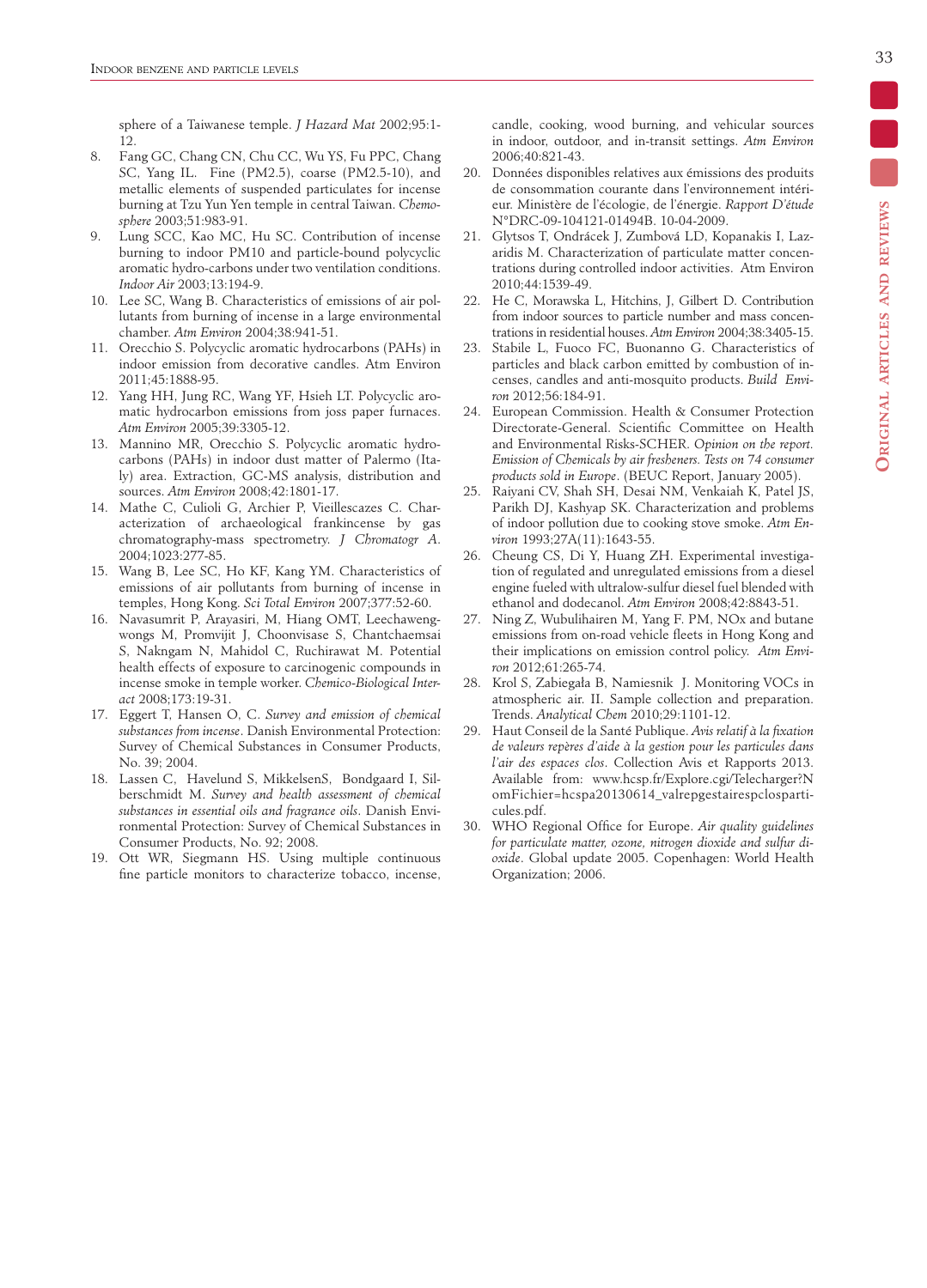sphere of a Taiwanese temple. *J Hazard Mat* 2002;95:1-12.

8. Fang GC, Chang CN, Chu CC, Wu YS, Fu PPC, Chang SC, Yang IL. Fine (PM2.5), coarse (PM2.5-10), and metallic elements of suspended particulates for incense burning at Tzu Yun Yen temple in central Taiwan. *Chemosphere* 2003;51:983-91.
9. Lung SCC, Kao MC, Hu SC. Contribution of incense burning to indoor PM10 and particle-bound polycyclic aromatic hydro-carbons under two ventilation conditions. *Indoor Air* 2003;13:194-9.
10. Lee SC, Wang B. Characteristics of emissions of air pollutants from burning of incense in a large environmental chamber. *Atm Environ* 2004;38:941-51.
11. Orecchio S. Polycyclic aromatic hydrocarbons (PAHs) in indoor emission from decorative candles. Atm Environ 2011;45:1888-95.
12. Yang HH, Jung RC, Wang YF, Hsieh LT. Polycyclic aromatic hydrocarbon emissions from joss paper furnaces. *Atm Environ* 2005;39:3305-12.
13. Mannino MR, Orecchio S. Polycyclic aromatic hydrocarbons (PAHs) in indoor dust matter of Palermo (Italy) area. Extraction, GC-MS analysis, distribution and sources. *Atm Environ* 2008;42:1801-17.
14. Mathe C, Culioli G, Archier P, Vieillescazes C. Characterization of archaeological frankincense by gas chromatography-mass spectrometry. *J Chromatogr A*. 2004;1023:277-85.
15. Wang B, Lee SC, Ho KF, Kang YM. Characteristics of emissions of air pollutants from burning of incense in temples, Hong Kong. *Sci Total Environ* 2007;377:52-60.
16. Navasumrit P, Arayasiri, M, Hiang OMT, Leechawengwongs M, Promvijit J, Choonvisase S, Chantchaemsai S, Nakngam N, Mahidol C, Ruchirawat M. Potential health effects of exposure to carcinogenic compounds in incense smoke in temple worker. *Chemico-Biological Interact* 2008;173:19-31.
17. Eggert T, Hansen O, C. *Survey and emission of chemical substances from incense*. Danish Environmental Protection: Survey of Chemical Substances in Consumer Products, No. 39; 2004.
18. Lassen C, Havelund S, MikkelsenS, Bondgaard I, Silberschmidt M. *Survey and health assessment of chemical substances in essential oils and fragrance oils*. Danish Environmental Protection: Survey of Chemical Substances in Consumer Products, No. 92; 2008.
19. Ott WR, Siegmann HS. Using multiple continuous fine particle monitors to characterize tobacco, incense, candle, cooking, wood burning, and vehicular sources in indoor, outdoor, and in-transit settings. *Atm Environ* 2006;40:821-43.
20. Données disponibles relatives aux émissions des produits de consommation courante dans l'environnement intérieur. Ministère de l'écologie, de l'énergie. *Rapport D'étude* N°DRC-09-104121-01494B. 10-04-2009.
21. Glytsos T, Ondrácek J, Zumbová LD, Kopanakis I, Lazaridis M. Characterization of particulate matter concentrations during controlled indoor activities. Atm Environ 2010;44:1539-49.
22. He C, Morawska L, Hitchins, J, Gilbert D. Contribution from indoor sources to particle number and mass concentrations in residential houses. *Atm Environ* 2004;38:3405-15.
23. Stabile L, Fuoco FC, Buonanno G. Characteristics of particles and black carbon emitted by combustion of incenses, candles and anti-mosquito products. *Build Environ* 2012;56:184-91.
24. European Commission. Health & Consumer Protection Directorate-General. Scientific Committee on Health and Environmental Risks-SCHER. *Opinion on the report. Emission of Chemicals by air fresheners. Tests on 74 consumer products sold in Europe*. (BEUC Report, January 2005).
25. Raiyani CV, Shah SH, Desai NM, Venkaiah K, Patel JS, Parikh DJ, Kashyap SK. Characterization and problems of indoor pollution due to cooking stove smoke. *Atm Environ* 1993;27A(11):1643-55.
26. Cheung CS, Di Y, Huang ZH. Experimental investigation of regulated and unregulated emissions from a diesel engine fueled with ultralow-sulfur diesel fuel blended with ethanol and dodecanol. *Atm Environ* 2008;42:8843-51.
27. Ning Z, Wubulihairen M, Yang F. PM, NOx and butane emissions from on-road vehicle fleets in Hong Kong and their implications on emission control policy. *Atm Environ* 2012;61:265-74.
28. Krol S, Zabiegała B, Namiesnik J. Monitoring VOCs in atmospheric air. II. Sample collection and preparation. Trends. *Analytical Chem* 2010;29:1101-12.
29. Haut Conseil de la Santé Publique. *Avis relatif à la fixation de valeurs repères d'aide à la gestion pour les particules dans l'air des espaces clos*. Collection Avis et Rapports 2013. Available from: www.hcsp.fr/Explore.cgi/Telecharger?NomFichier=hcspa20130614_valrepgestairespclosparticules.pdf.
30. WHO Regional Office for Europe. *Air quality guidelines for particulate matter, ozone, nitrogen dioxide and sulfur dioxide*. Global update 2005. Copenhagen: World Health Organization; 2006.